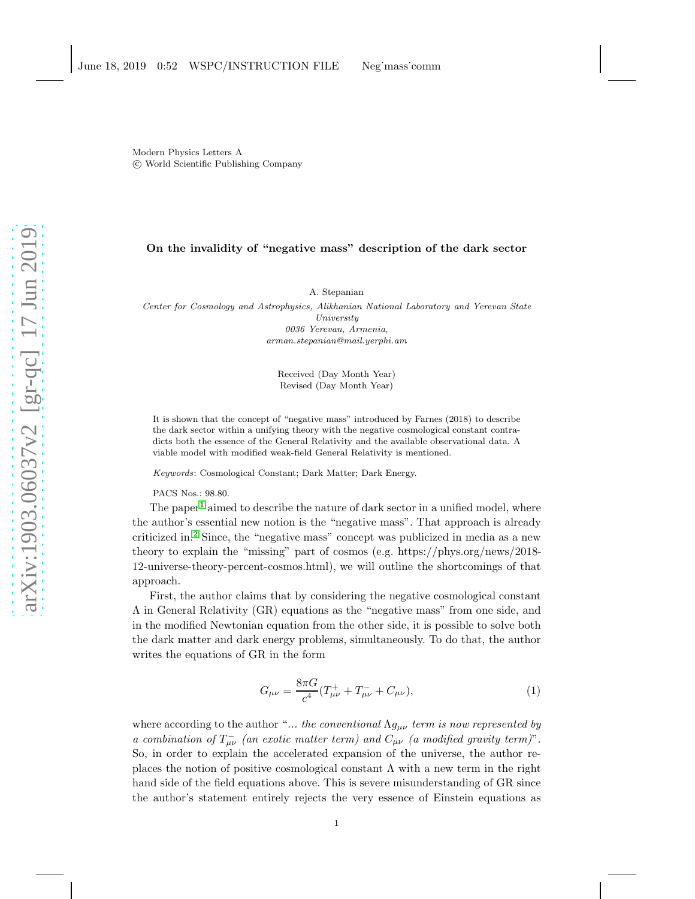Modern Physics Letters A
© World Scientific Publishing Company

# On the invalidity of "negative mass" description of the dark sector

A. Stepanian

*Center for Cosmology and Astrophysics, Alikhanian National Laboratory and Yerevan State University*
*0036 Yerevan, Armenia,*
*arman.stepanian@mail.yerphi.am*

Received (Day Month Year)
Revised (Day Month Year)

It is shown that the concept of "negative mass" introduced by Farnes (2018) to describe the dark sector within a unifying theory with the negative cosmological constant contradicts both the essence of the General Relativity and the available observational data. A viable model with modified weak-field General Relativity is mentioned.

*Keywords*: Cosmological Constant; Dark Matter; Dark Energy.

PACS Nos.: 98.80.

The paper[1] aimed to describe the nature of dark sector in a unified model, where the author's essential new notion is the "negative mass". That approach is already criticized in.[2] Since, the "negative mass" concept was publicized in media as a new theory to explain the "missing" part of cosmos (e.g. https://phys.org/news/2018-12-universe-theory-percent-cosmos.html), we will outline the shortcomings of that approach.

First, the author claims that by considering the negative cosmological constant $\Lambda$ in General Relativity (GR) equations as the "negative mass" from one side, and in the modified Newtonian equation from the other side, it is possible to solve both the dark matter and dark energy problems, simultaneously. To do that, the author writes the equations of GR in the form

$$G_{\mu\nu} = \frac{8\pi G}{c^4}(T^+_{\mu\nu} + T^-_{\mu\nu} + C_{\mu\nu}), \tag{1}$$

where according to the author "*... the conventional $\Lambda g_{\mu\nu}$ term is now represented by a combination of $T^-_{\mu\nu}$ (an exotic matter term) and $C_{\mu\nu}$ (a modified gravity term)*". So, in order to explain the accelerated expansion of the universe, the author replaces the notion of positive cosmological constant $\Lambda$ with a new term in the right hand side of the field equations above. This is severe misunderstanding of GR since the author's statement entirely rejects the very essence of Einstein equations as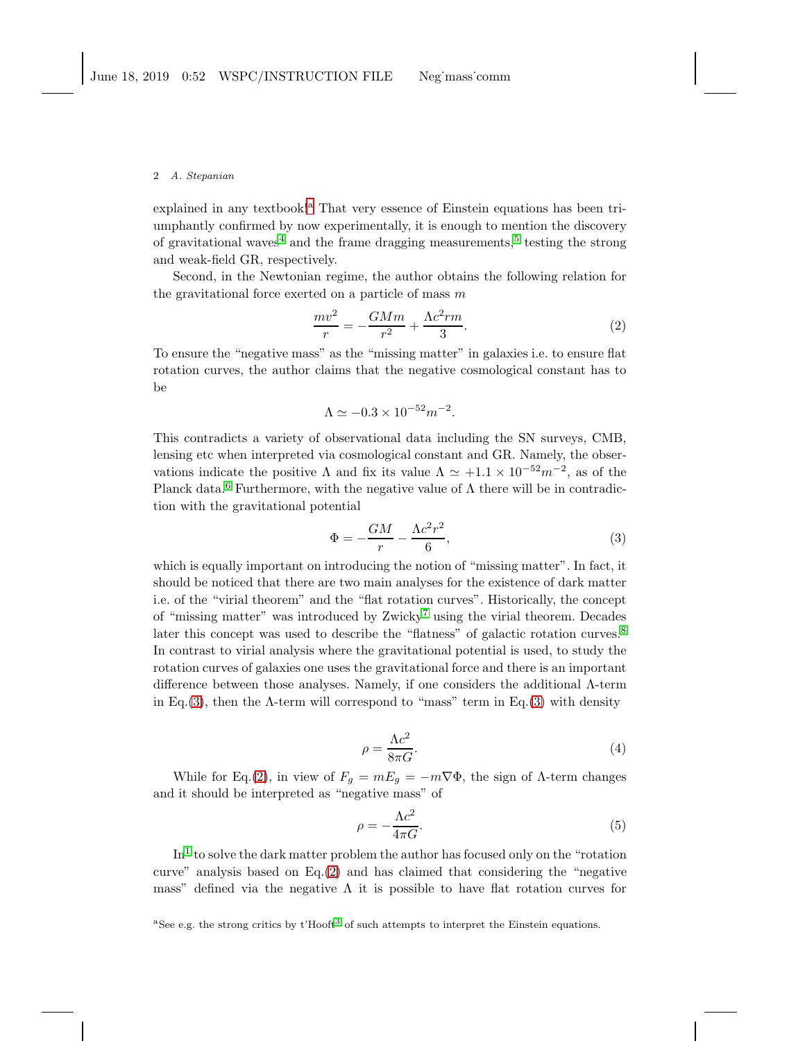explained in any textbook.[a] That very essence of Einstein equations has been triumphantly confirmed by now experimentally, it is enough to mention the discovery of gravitational waves[4] and the frame dragging measurements,[5] testing the strong and weak-field GR, respectively.

Second, in the Newtonian regime, the author obtains the following relation for the gravitational force exerted on a particle of mass $m$

$$\frac{mv^2}{r} = -\frac{GMm}{r^2} + \frac{\Lambda c^2 rm}{3}. \tag{2}$$

To ensure the "negative mass" as the "missing matter" in galaxies i.e. to ensure flat rotation curves, the author claims that the negative cosmological constant has to be

$$\Lambda \simeq -0.3 \times 10^{-52} m^{-2}.$$

This contradicts a variety of observational data including the SN surveys, CMB, lensing etc when interpreted via cosmological constant and GR. Namely, the observations indicate the positive $\Lambda$ and fix its value $\Lambda \simeq +1.1 \times 10^{-52} m^{-2}$, as of the Planck data.[6] Furthermore, with the negative value of $\Lambda$ there will be in contradiction with the gravitational potential

$$\Phi = -\frac{GM}{r} - \frac{\Lambda c^2 r^2}{6}, \tag{3}$$

which is equally important on introducing the notion of "missing matter". In fact, it should be noticed that there are two main analyses for the existence of dark matter i.e. of the "virial theorem" and the "flat rotation curves". Historically, the concept of "missing matter" was introduced by Zwicky[7] using the virial theorem. Decades later this concept was used to describe the "flatness" of galactic rotation curves.[8] In contrast to virial analysis where the gravitational potential is used, to study the rotation curves of galaxies one uses the gravitational force and there is an important difference between those analyses. Namely, if one considers the additional $\Lambda$-term in Eq.(3), then the $\Lambda$-term will correspond to "mass" term in Eq.(3) with density

$$\rho = \frac{\Lambda c^2}{8\pi G}. \tag{4}$$

While for Eq.(2), in view of $F_g = mE_g = -m\nabla\Phi$, the sign of $\Lambda$-term changes and it should be interpreted as "negative mass" of

$$\rho = -\frac{\Lambda c^2}{4\pi G}. \tag{5}$$

In[1] to solve the dark matter problem the author has focused only on the "rotation curve" analysis based on Eq.(2) and has claimed that considering the "negative mass" defined via the negative $\Lambda$ it is possible to have flat rotation curves for

[a] See e.g. the strong critics by t'Hooft[3] of such attempts to interpret the Einstein equations.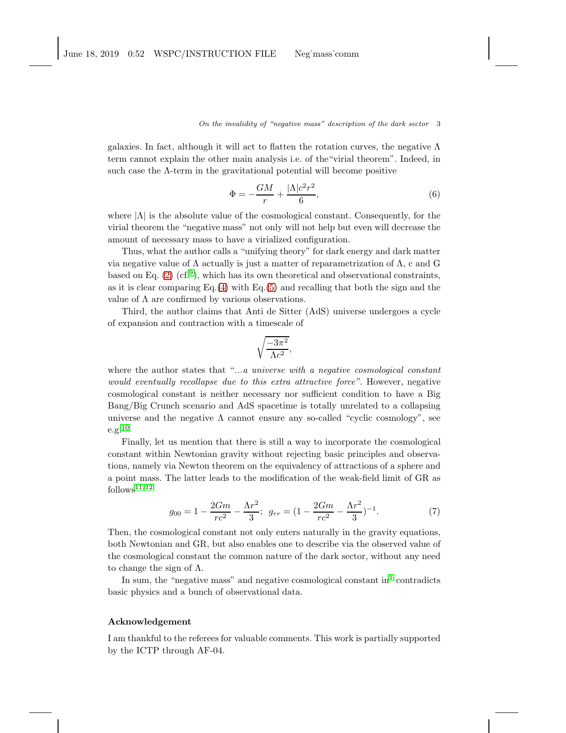galaxies. In fact, although it will act to flatten the rotation curves, the negative $\Lambda$ term cannot explain the other main analysis i.e. of the"virial theorem". Indeed, in such case the $\Lambda$-term in the gravitational potential will become positive

$$\Phi = -\frac{GM}{r} + \frac{|\Lambda|c^2r^2}{6}, \tag{6}$$

where $|\Lambda|$ is the absolute value of the cosmological constant. Consequently, for the virial theorem the "negative mass" not only will not help but even will decrease the amount of necessary mass to have a virialized configuration.

Thus, what the author calls a "unifying theory" for dark energy and dark matter via negative value of $\Lambda$ actually is just a matter of reparametrization of $\Lambda$, c and G based on Eq. (2) (cf.[9]), which has its own theoretical and observational constraints, as it is clear comparing Eq.(4) with Eq.(5) and recalling that both the sign and the value of $\Lambda$ are confirmed by various observations.

Third, the author claims that Anti de Sitter (AdS) universe undergoes a cycle of expansion and contraction with a timescale of

$$\sqrt{\frac{-3\pi^2}{\Lambda c^2}},$$

where the author states that "*...a universe with a negative cosmological constant would eventually recollapse due to this extra attractive force*". However, negative cosmological constant is neither necessary nor sufficient condition to have a Big Bang/Big Crunch scenario and AdS spacetime is totally unrelated to a collapsing universe and the negative $\Lambda$ cannot ensure any so-called "cyclic cosmology", see e.g.[10]

Finally, let us mention that there is still a way to incorporate the cosmological constant within Newtonian gravity without rejecting basic principles and observations, namely via Newton theorem on the equivalency of attractions of a sphere and a point mass. The latter leads to the modification of the weak-field limit of GR as follows[11,12]

$$g_{00} = 1 - \frac{2Gm}{rc^2} - \frac{\Lambda r^2}{3}; \;\; g_{rr} = (1 - \frac{2Gm}{rc^2} - \frac{\Lambda r^2}{3})^{-1}. \tag{7}$$

Then, the cosmological constant not only enters naturally in the gravity equations, both Newtonian and GR, but also enables one to describe via the observed value of the cosmological constant the common nature of the dark sector, without any need to change the sign of $\Lambda$.

In sum, the "negative mass" and negative cosmological constant in[1] contradicts basic physics and a bunch of observational data.

## Acknowledgement

I am thankful to the referees for valuable comments. This work is partially supported by the ICTP through AF-04.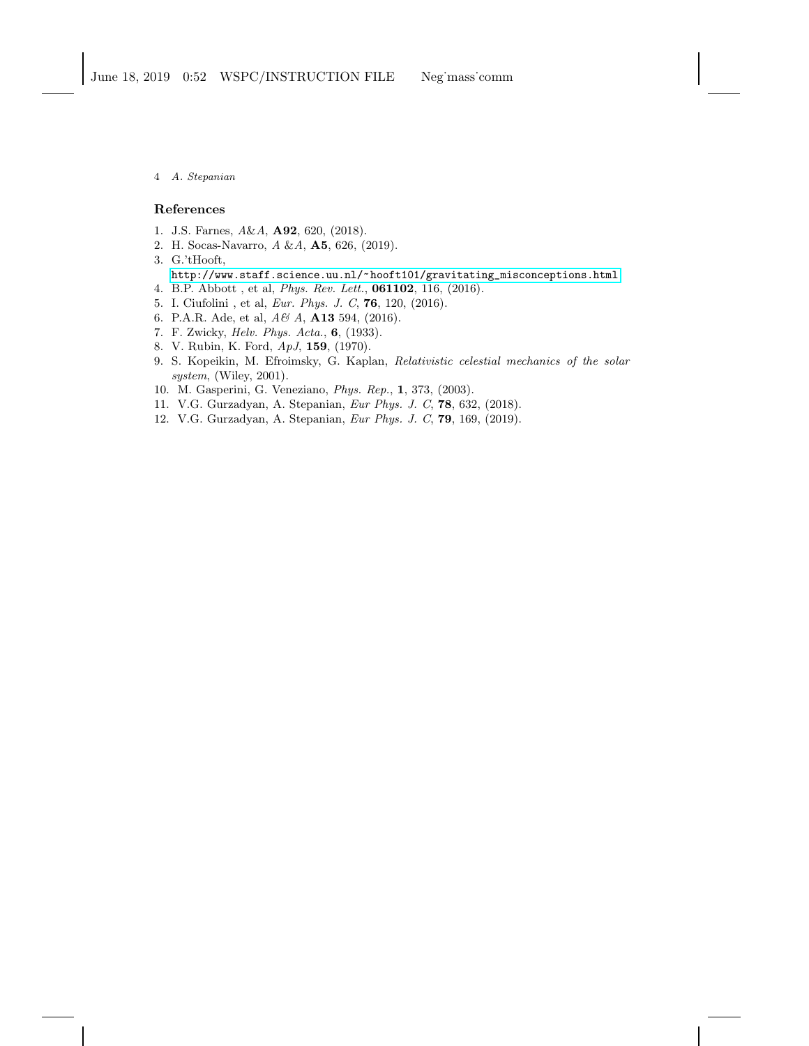## References

1. J.S. Farnes, *A&A*, **A92**, 620, (2018).
2. H. Socas-Navarro, *A &A*, **A5**, 626, (2019).
3. G.'tHooft, http://www.staff.science.uu.nl/~hooft101/gravitating_misconceptions.html
4. B.P. Abbott , et al, *Phys. Rev. Lett.*, **061102**, 116, (2016).
5. I. Ciufolini , et al, *Eur. Phys. J. C*, **76**, 120, (2016).
6. P.A.R. Ade, et al, *A& A*, **A13** 594, (2016).
7. F. Zwicky, *Helv. Phys. Acta.*, **6**, (1933).
8. V. Rubin, K. Ford, *ApJ*, **159**, (1970).
9. S. Kopeikin, M. Efroimsky, G. Kaplan, *Relativistic celestial mechanics of the solar system*, (Wiley, 2001).
10. M. Gasperini, G. Veneziano, *Phys. Rep.*, **1**, 373, (2003).
11. V.G. Gurzadyan, A. Stepanian, *Eur Phys. J. C*, **78**, 632, (2018).
12. V.G. Gurzadyan, A. Stepanian, *Eur Phys. J. C*, **79**, 169, (2019).